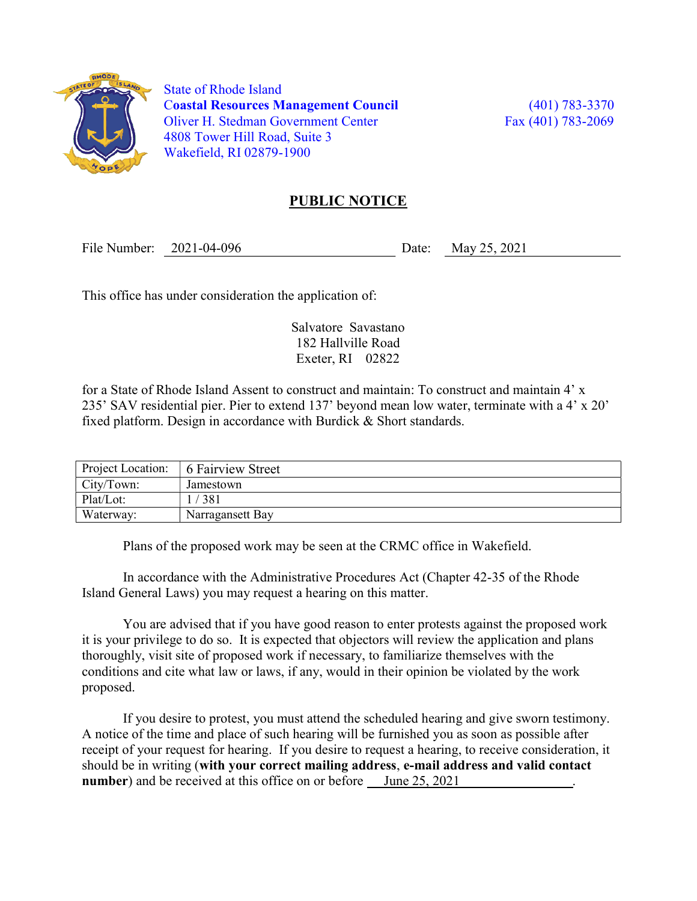State of Rhode Island
**Coastal Resources Management Council**
Oliver H. Stedman Government Center
4808 Tower Hill Road, Suite 3
Wakefield, RI 02879-1900

(401) 783-3370
Fax (401) 783-2069

## PUBLIC NOTICE

File Number: 2021-04-096 Date: May 25, 2021

This office has under consideration the application of:

Salvatore Savastano
182 Hallville Road
Exeter, RI 02822

for a State of Rhode Island Assent to construct and maintain: To construct and maintain 4' x 235' SAV residential pier. Pier to extend 137' beyond mean low water, terminate with a 4' x 20' fixed platform. Design in accordance with Burdick & Short standards.

| Project Location: | 6 Fairview Street |
|---|---|
| City/Town: | Jamestown |
| Plat/Lot: | 1 / 381 |
| Waterway: | Narragansett Bay |

Plans of the proposed work may be seen at the CRMC office in Wakefield.

In accordance with the Administrative Procedures Act (Chapter 42-35 of the Rhode Island General Laws) you may request a hearing on this matter.

You are advised that if you have good reason to enter protests against the proposed work it is your privilege to do so. It is expected that objectors will review the application and plans thoroughly, visit site of proposed work if necessary, to familiarize themselves with the conditions and cite what law or laws, if any, would in their opinion be violated by the work proposed.

If you desire to protest, you must attend the scheduled hearing and give sworn testimony. A notice of the time and place of such hearing will be furnished you as soon as possible after receipt of your request for hearing. If you desire to request a hearing, to receive consideration, it should be in writing (**with your correct mailing address**, **e-mail address and valid contact number**) and be received at this office on or before June 25, 2021.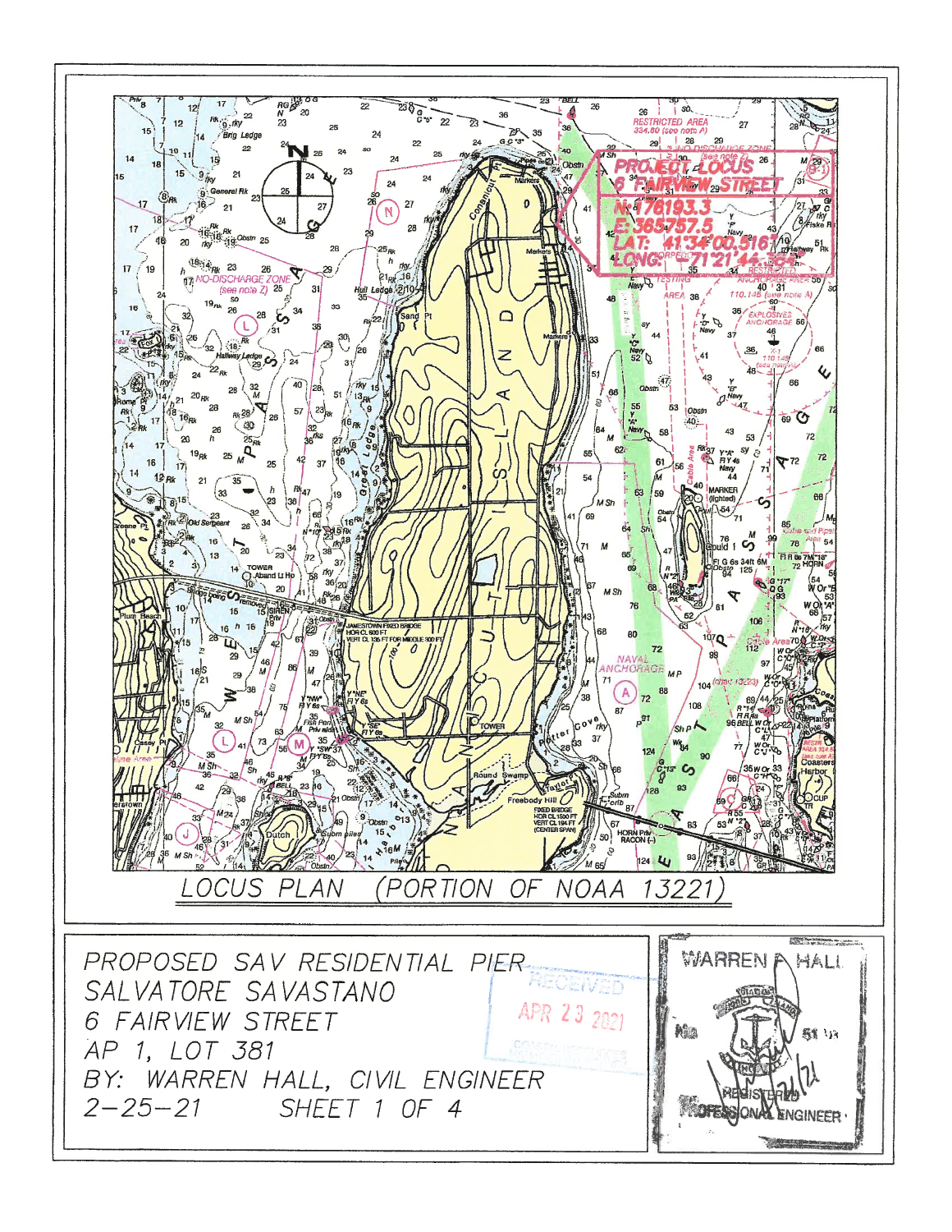PROJECT LOCUS
6 FAIRVIEW STREET
N: 178193.3
E: 365757.5
LAT: 41°34'00.516"
LONG: 71°21'44.384"

LOCUS PLAN (PORTION OF NOAA 13221)

PROPOSED SAV RESIDENTIAL PIER
SALVATORE SAVASTANO
6 FAIRVIEW STREET
AP 1, LOT 381
BY: WARREN HALL, CIVIL ENGINEER
2-25-21 SHEET 1 OF 4

RECEIVED
APR 23 2021

WARREN A. HALL
REGISTERED PROFESSIONAL ENGINEER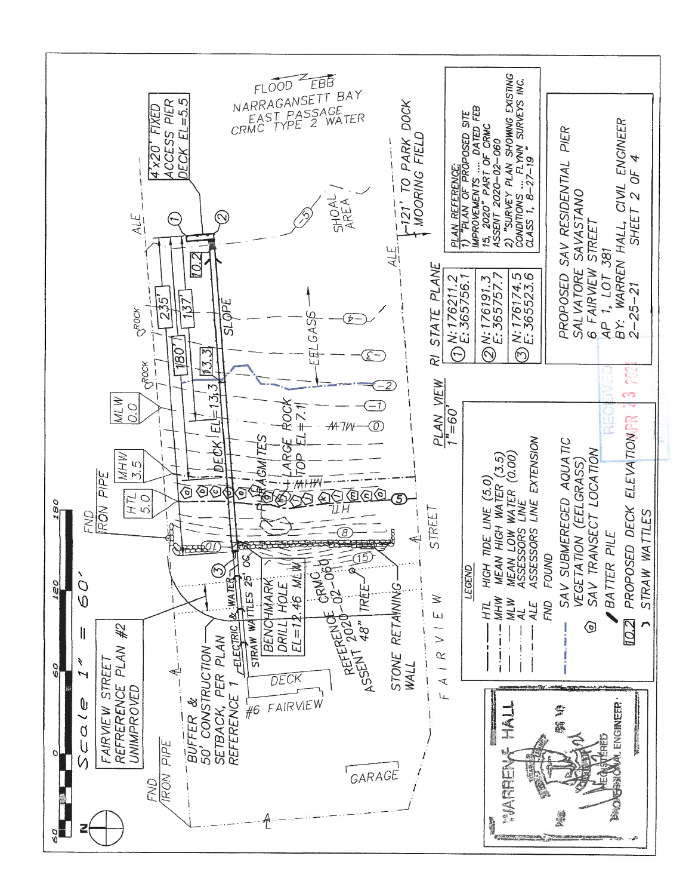Scale 1" = 60'

60 0 60 120 180

FAIRVIEW STREET
REFRERENCE PLAN #2
UNIMPROVED

FND IRON PIPE

FND IRON PIPE

BUFFER &
50' CONSTRUCTION
SETBACK, PER PLAN
REFERENCE 1

HTL 5.0

MHW 3.5

MLW 0.0

FLOOD EBB
NARRAGANSETT BAY
EAST PASSAGE
CRMC TYPE 2 WATER

4'x20' FIXED
ACCESS PIER
DECK EL=5.5

235'
180'
137'
10.2
13.3

DECK EL=13.3

ROCK
ROCK

SLOPE

SHOAL AREA

121' TO PARK DOCK
MOORING FIELD

EELGASS

PHRAGMITES

LARGE ROCK
TOP EL=7.1

ELECTRIC & WATER
STRAW WATTLES 25' OC

BENCHMARK
DRILL HOLE
EL=12.46 MLW

REFERENCE CRMC
ASSENT 2020-02-060

48" TREE

STONE RETAINING
WALL

DECK

#6 FAIRVIEW

FAIRVIEW STREET

GARAGE

PLAN VIEW
1"=60'

## RI STATE PLANE

| | |
|---|---|
| ① | N:176211.2<br>E: 365756.1 |
| ② | N:176191.3<br>E: 365757.7 |
| ③ | N:176174.5<br>E: 365523.6 |

PLAN REFERENCE:
1) "PLAN OF PROPOSED SITE IMPROVEMENTS .... DATED FEB 15, 2020" PART OF CRMC ASSENT 2020-02-060
2) "SURVEY PLAN SHOWING EXISTING CONDITIONS ... FLYNN SURVEYS INC. CLASS 1, 8-27-19"

## LEGEND

- HTL HIGH TIDE LINE (5.0)
- MHW MEAN HIGH WATER (3.5)
- MLW MEAN LOW WATER (0.00)
- AL ASSESSORS LINE
- ALE ASSESSORS LINE EXTENSION
- FND FOUND
- SAV SUBMEREGED AQUATIC VEGETATION (EELGRASS)
- SAV TRANSECT LOCATION
- BATTER PILE
- 10.2 PROPOSED DECK ELEVATION
- STRAW WATTLES

PROPOSED SAV RESIDENTIAL PIER
SALVATORE SAVASTANO
6 FAIRVIEW STREET
AP 1, LOT 381
BY: WARREN HALL, CIVIL ENGINEER
2-25-21 SHEET 2 OF 4

WARREN HALL
REGISTERED PROFESSIONAL ENGINEER

RECEIVED APR 23 2021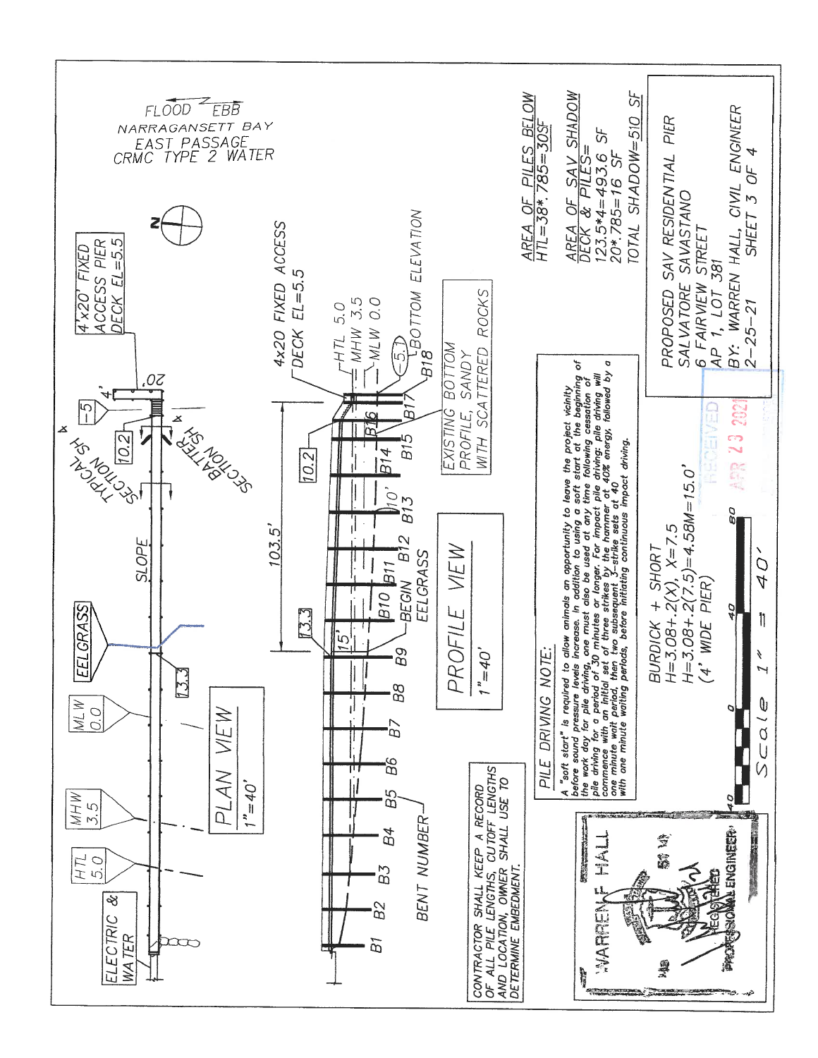FLOOD ← → EBB

NARRAGANSETT BAY
EAST PASSAGE
CRMC TYPE 2 WATER

N

4'x20' FIXED ACCESS PIER DECK EL=5.5

ELECTRIC & WATER

HTL 5.0

MHW 3.5

MLW 0.0

EELGRASS

13.3

SLOPE

TYPICAL SECTION SH 4

SECTION SH 4 BATTER

10.2

-5

4'

20'

## PLAN VIEW

1"=40'

4x20 FIXED ACCESS DECK EL=5.5

103.5'

13.3

10.2

15'

10'

HTL 5.0
MHW 3.5
MLW 0.0

-5.1

BOTTOM ELEVATION

B1 B2 B3 B4 B5 B6 B7 B8 B9 B10 B11 B12 B13 B14 B15 B16 B17 B18

BENT NUMBER

BEGIN EELGRASS

EXISTING BOTTOM PROFILE, SANDY WITH SCATTERED ROCKS

## PROFILE VIEW

1"=40'

CONTRACTOR SHALL KEEP A RECORD OF ALL PILE LENGTHS, CUTOFF LENGTHS AND LOCATION, OWNER SHALL USE TO DETERMINE EMBEDMENT.

### PILE DRIVING NOTE:

A "soft start" is required to allow animals an opportunity to leave the project vicinity before sound pressure levels increase. In addition to using a soft start at the beginning of the work day for pile driving, one must also be used at any time following cessation of pile driving for a period of 30 minutes or longer. For impact pile driving: pile driving will commence with an initial set of three strikes by the hammer at 40% energy, followed by a one minute wait period, then two subsequent 3-strike sets at 40 with one minute waiting periods, before initiating continuous impact driving.

AREA OF PILES BELOW HTL=38*.785=30SF

AREA OF SAV SHADOW DECK & PILES=
123.5*4=493.6 SF
20*.785=16 SF
TOTAL SHADOW=510 SF

BURDICK + SHORT
H=3.08+.2(X), X=7.5
H=3.08+.2(7.5)=4.58M=15.0'
(4' WIDE PIER)

Scale 1" = 40'

40 0 40 80

RECEIVED APR 23 2021

WARREN HALL
REGISTERED PROFESSIONAL ENGINEER

PROPOSED SAV RESIDENTIAL PIER
SALVATORE SAVASTANO
6 FAIRVIEW STREET
AP 1, LOT 381
BY: WARREN HALL, CIVIL ENGINEER
2-25-21 SHEET 3 OF 4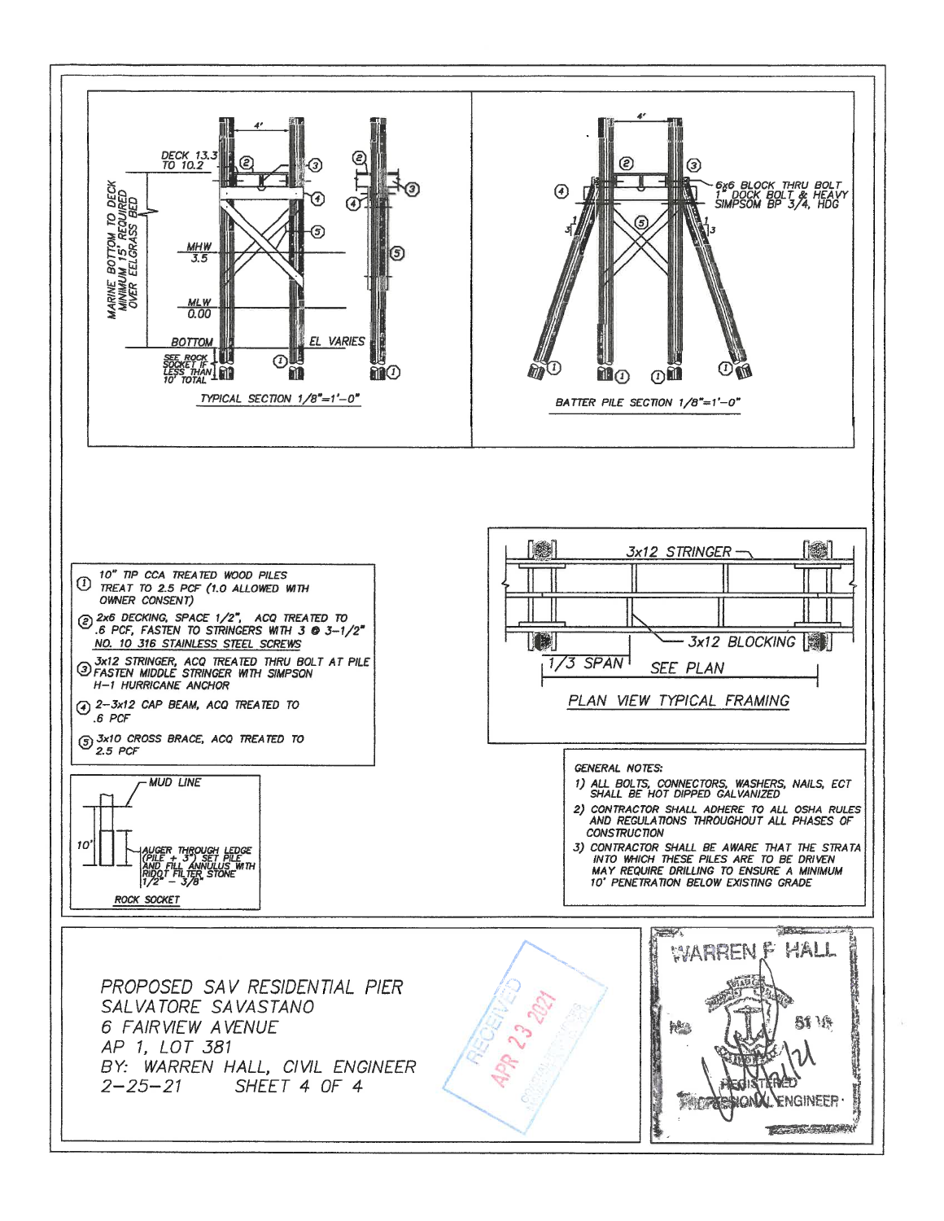DECK 13.3 TO 10.2

MARINE BOTTOM TO DECK MINIMUM 15' REQUIRED OVER EELGRASS BED

MHW 3.5

MLW 0.00

BOTTOM

EL VARIES

SEE ROCK SOCKET IF LESS THAN 10' TOTAL

4'

TYPICAL SECTION 1/8"=1'-0"

6x6 BLOCK THRU BOLT 1" DOCK BOLT & HEAVY SIMPSOM BP 3/4, HDG

BATTER PILE SECTION 1/8"=1'-0"

1. 10" TIP CCA TREATED WOOD PILES TREAT TO 2.5 PCF (1.0 ALLOWED WITH OWNER CONSENT)
2. 2x6 DECKING, SPACE 1/2", ACQ TREATED TO .6 PCF, FASTEN TO STRINGERS WITH 3 @ 3-1/2" NO. 10 316 STAINLESS STEEL SCREWS
3. 3x12 STRINGER, ACQ TREATED THRU BOLT AT PILE FASTEN MIDDLE STRINGER WITH SIMPSON H-1 HURRICANE ANCHOR
4. 2-3x12 CAP BEAM, ACQ TREATED TO .6 PCF
5. 3x10 CROSS BRACE, ACQ TREATED TO 2.5 PCF

3x12 STRINGER

3x12 BLOCKING

1/3 SPAN

SEE PLAN

PLAN VIEW TYPICAL FRAMING

MUD LINE

10'

AUGER THROUGH LEDGE (PILE + 3") SET PILE AND FILL ANNULUS WITH RIDOT FILTER STONE 1/2" - 3/8"

ROCK SOCKET

GENERAL NOTES:

1) ALL BOLTS, CONNECTORS, WASHERS, NAILS, ECT SHALL BE HOT DIPPED GALVANIZED
2) CONTRACTOR SHALL ADHERE TO ALL OSHA RULES AND REGULATIONS THROUGHOUT ALL PHASES OF CONSTRUCTION
3) CONTRACTOR SHALL BE AWARE THAT THE STRATA INTO WHICH THESE PILES ARE TO BE DRIVEN MAY REQUIRE DRILLING TO ENSURE A MINIMUM 10' PENETRATION BELOW EXISTING GRADE

PROPOSED SAV RESIDENTIAL PIER
SALVATORE SAVASTANO
6 FAIRVIEW AVENUE
AP 1, LOT 381
BY: WARREN HALL, CIVIL ENGINEER
2-25-21 SHEET 4 OF 4

RECEIVED APR 23 2021 COASTAL RESOURCES MANAGEMENT COUNCIL

WARREN F HALL No. 5116 REGISTERED PROFESSIONAL ENGINEER